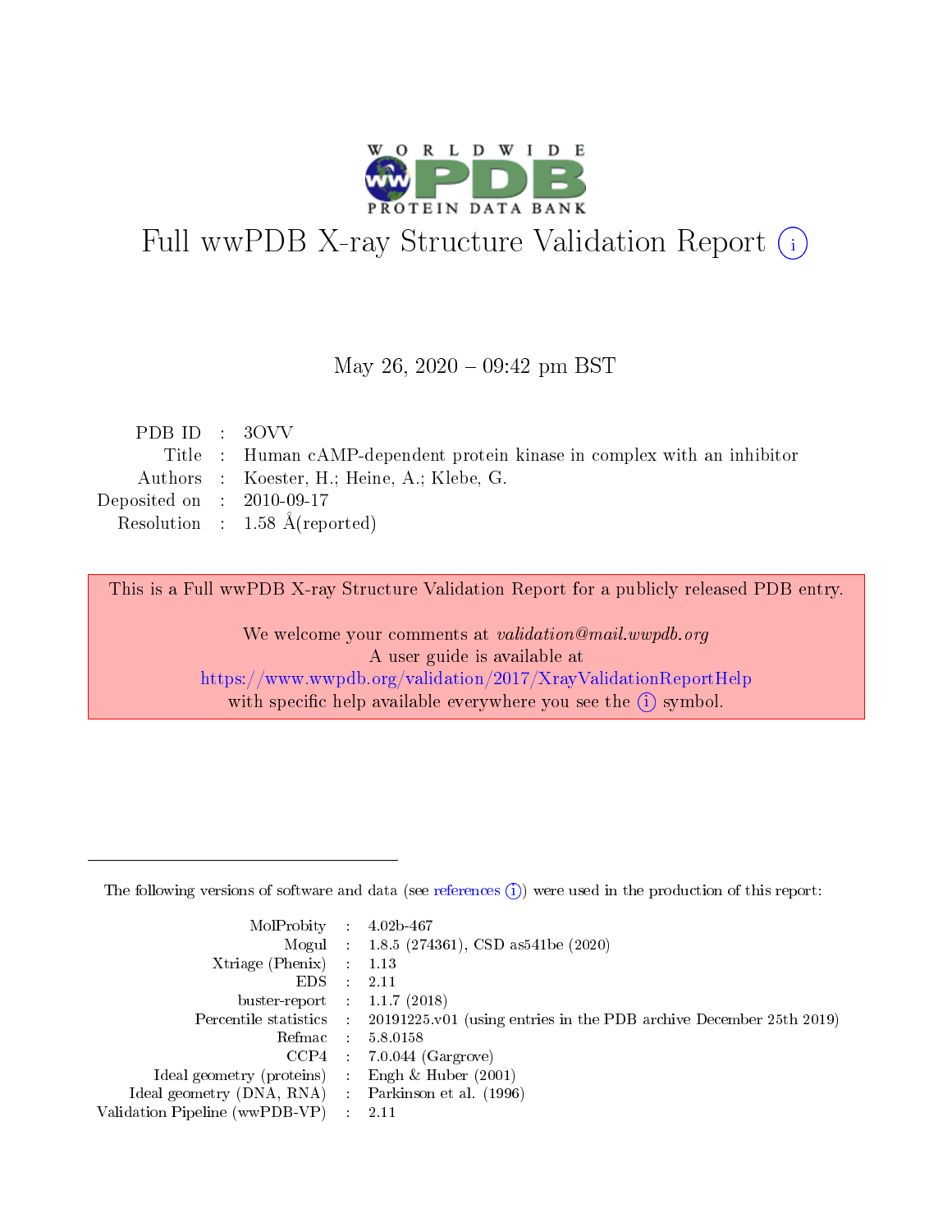# Full wwPDB X-ray Structure Validation Report (i)

May 26, 2020 – 09:42 pm BST

| | | |
|---|---|---|
| PDB ID | : | 3OVV |
| Title | : | Human cAMP-dependent protein kinase in complex with an inhibitor |
| Authors | : | Koester, H.; Heine, A.; Klebe, G. |
| Deposited on | : | 2010-09-17 |
| Resolution | : | 1.58 Å(reported) |

This is a Full wwPDB X-ray Structure Validation Report for a publicly released PDB entry.

We welcome your comments at *validation@mail.wwpdb.org*
A user guide is available at
https://www.wwpdb.org/validation/2017/XrayValidationReportHelp
with specific help available everywhere you see the (i) symbol.

---

The following versions of software and data (see references (i)) were used in the production of this report:

| | | |
|---|---|---|
| MolProbity | : | 4.02b-467 |
| Mogul | : | 1.8.5 (274361), CSD as541be (2020) |
| Xtriage (Phenix) | : | 1.13 |
| EDS | : | 2.11 |
| buster-report | : | 1.1.7 (2018) |
| Percentile statistics | : | 20191225.v01 (using entries in the PDB archive December 25th 2019) |
| Refmac | : | 5.8.0158 |
| CCP4 | : | 7.0.044 (Gargrove) |
| Ideal geometry (proteins) | : | Engh & Huber (2001) |
| Ideal geometry (DNA, RNA) | : | Parkinson et al. (1996) |
| Validation Pipeline (wwPDB-VP) | : | 2.11 |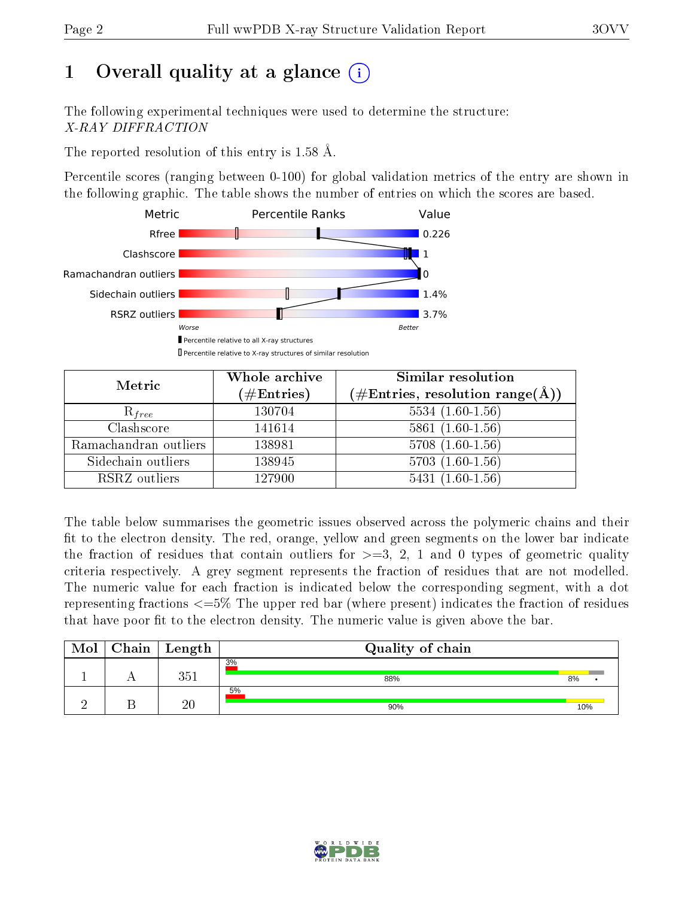# 1 Overall quality at a glance (i)

The following experimental techniques were used to determine the structure:
*X-RAY DIFFRACTION*

The reported resolution of this entry is 1.58 Å.

Percentile scores (ranging between 0-100) for global validation metrics of the entry are shown in the following graphic. The table shows the number of entries on which the scores are based.

| Metric | Value |
|---|---|
| Rfree | 0.226 |
| Clashscore | 1 |
| Ramachandran outliers | 0 |
| Sidechain outliers | 1.4% |
| RSRZ outliers | 3.7% |

Worse — Better

▮ Percentile relative to all X-ray structures
▯ Percentile relative to X-ray structures of similar resolution

| Metric | Whole archive (#Entries) | Similar resolution (#Entries, resolution range(Å)) |
|---|---|---|
| $R_{free}$ | 130704 | 5534 (1.60-1.56) |
| Clashscore | 141614 | 5861 (1.60-1.56) |
| Ramachandran outliers | 138981 | 5708 (1.60-1.56) |
| Sidechain outliers | 138945 | 5703 (1.60-1.56) |
| RSRZ outliers | 127900 | 5431 (1.60-1.56) |

The table below summarises the geometric issues observed across the polymeric chains and their fit to the electron density. The red, orange, yellow and green segments on the lower bar indicate the fraction of residues that contain outliers for >=3, 2, 1 and 0 types of geometric quality criteria respectively. A grey segment represents the fraction of residues that are not modelled. The numeric value for each fraction is indicated below the corresponding segment, with a dot representing fractions <=5% The upper red bar (where present) indicates the fraction of residues that have poor fit to the electron density. The numeric value is given above the bar.

| Mol | Chain | Length | Quality of chain |
|---|---|---|---|
| 1 | A | 351 | 3% / 88% / 8% / • |
| 2 | B | 20 | 5% / 90% / 10% |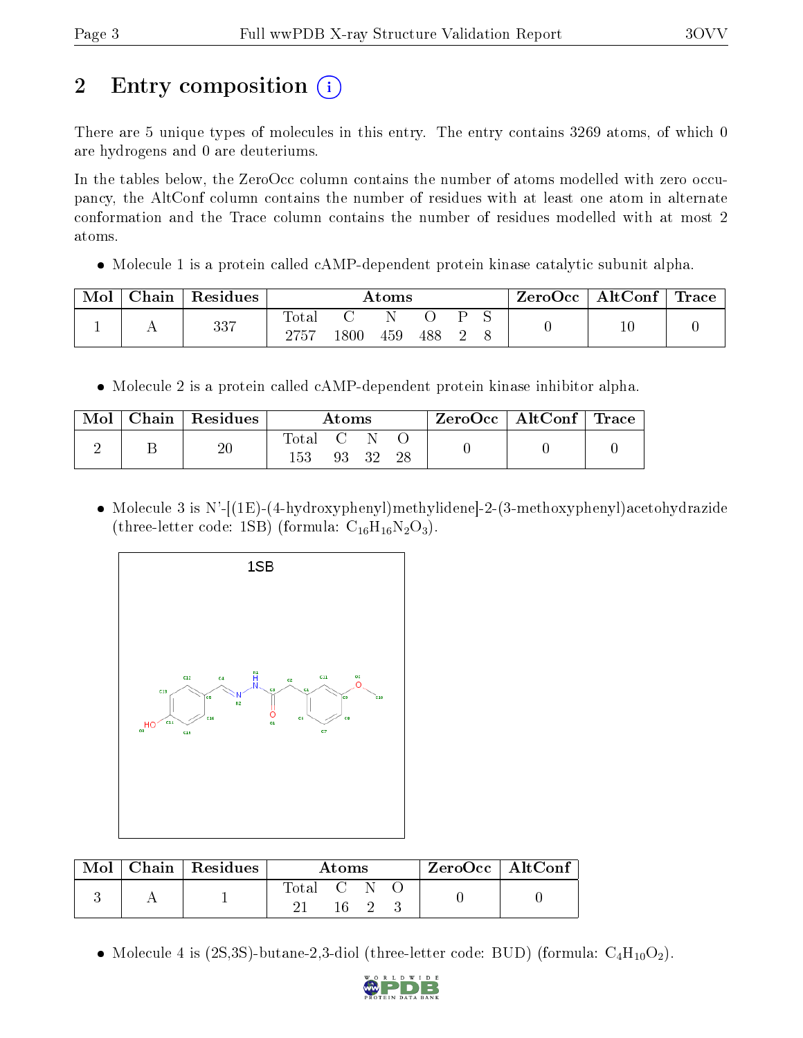# 2 Entry composition

There are 5 unique types of molecules in this entry. The entry contains 3269 atoms, of which 0 are hydrogens and 0 are deuteriums.

In the tables below, the ZeroOcc column contains the number of atoms modelled with zero occupancy, the AltConf column contains the number of residues with at least one atom in alternate conformation and the Trace column contains the number of residues modelled with at most 2 atoms.

- Molecule 1 is a protein called cAMP-dependent protein kinase catalytic subunit alpha.

| Mol | Chain | Residues | Atoms | | | | | | ZeroOcc | AltConf | Trace |
|---|---|---|---|---|---|---|---|---|---|---|---|
| | | | Total | C | N | O | P | S | | | |
| 1 | A | 337 | 2757 | 1800 | 459 | 488 | 2 | 8 | 0 | 10 | 0 |

- Molecule 2 is a protein called cAMP-dependent protein kinase inhibitor alpha.

| Mol | Chain | Residues | Atoms | | | | ZeroOcc | AltConf | Trace |
|---|---|---|---|---|---|---|---|---|---|
| | | | Total | C | N | O | | | |
| 2 | B | 20 | 153 | 93 | 32 | 28 | 0 | 0 | 0 |

- Molecule 3 is N'-[(1E)-(4-hydroxyphenyl)methylidene]-2-(3-methoxyphenyl)acetohydrazide (three-letter code: 1SB) (formula: $C_{16}H_{16}N_2O_3$).

| Mol | Chain | Residues | Atoms | | | | ZeroOcc | AltConf |
|---|---|---|---|---|---|---|---|---|
| | | | Total | C | N | O | | |
| 3 | A | 1 | 21 | 16 | 2 | 3 | 0 | 0 |

- Molecule 4 is (2S,3S)-butane-2,3-diol (three-letter code: BUD) (formula: $C_4H_{10}O_2$).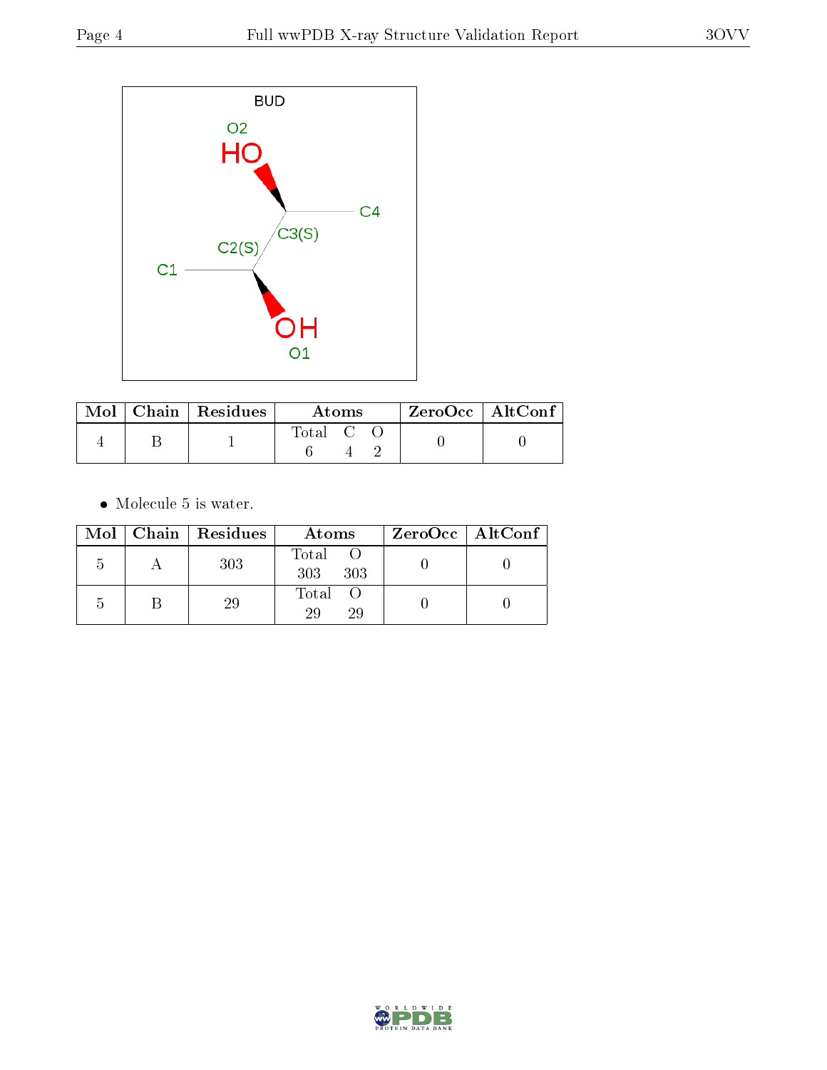| Mol | Chain | Residues | Atoms | | | ZeroOcc | AltConf |
|---|---|---|---|---|---|---|---|
| | | | Total | C | O | | |
| 4 | B | 1 | 6 | 4 | 2 | 0 | 0 |

- Molecule 5 is water.

| Mol | Chain | Residues | Atoms | | ZeroOcc | AltConf |
|---|---|---|---|---|---|---|
| | | | Total | O | | |
| 5 | A | 303 | 303 | 303 | 0 | 0 |
| 5 | B | 29 | 29 | 29 | 0 | 0 |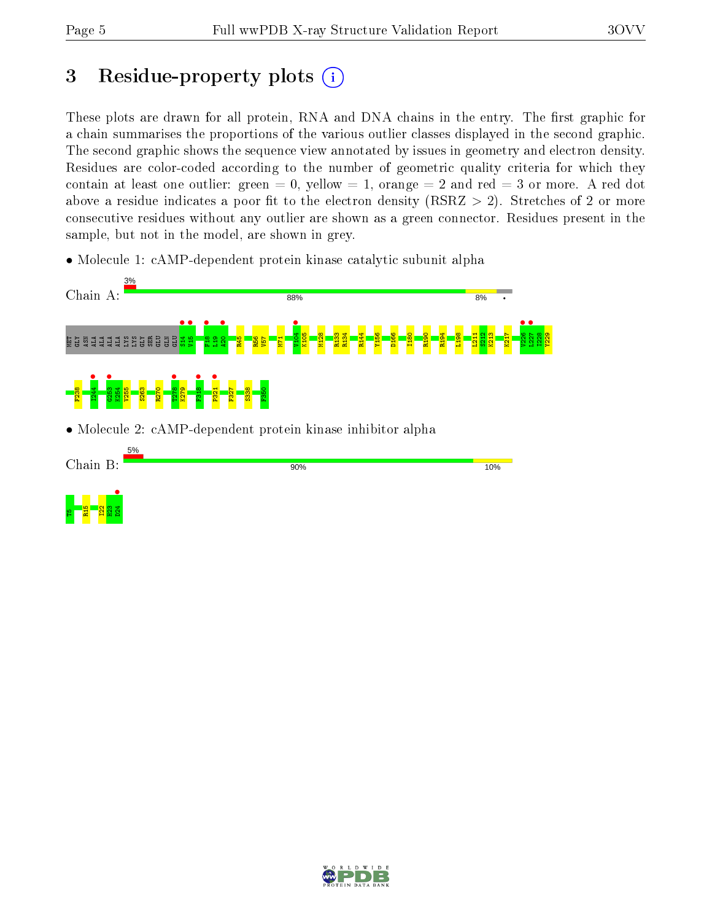# 3 Residue-property plots

These plots are drawn for all protein, RNA and DNA chains in the entry. The first graphic for a chain summarises the proportions of the various outlier classes displayed in the second graphic. The second graphic shows the sequence view annotated by issues in geometry and electron density. Residues are color-coded according to the number of geometric quality criteria for which they contain at least one outlier: green = 0, yellow = 1, orange = 2 and red = 3 or more. A red dot above a residue indicates a poor fit to the electron density (RSRZ > 2). Stretches of 2 or more consecutive residues without any outlier are shown as a green connector. Residues present in the sample, but not in the model, are shown in grey.

- Molecule 1: cAMP-dependent protein kinase catalytic subunit alpha

Chain A: 3% | 88% | 8% | •

MET GLY ASN ALA ALA ALA LYS LYS GLY SER GLU GLN GLU S14 V15 F18 L19 A20 R45 R56 V57 M71 V104 K105 M128 R133 R134 R144 Y156 D166 I180 R190 R194 L198 L211 S212 K213 K217 V226 L227 I228 Y229 F238 I244 G253 K254 V255 S263 R270 T278 K279 F318 P321 F327 S338 F350

- Molecule 2: cAMP-dependent protein kinase inhibitor alpha

Chain B: 5% | 90% | 10%

T5 R15 I22 H23 D24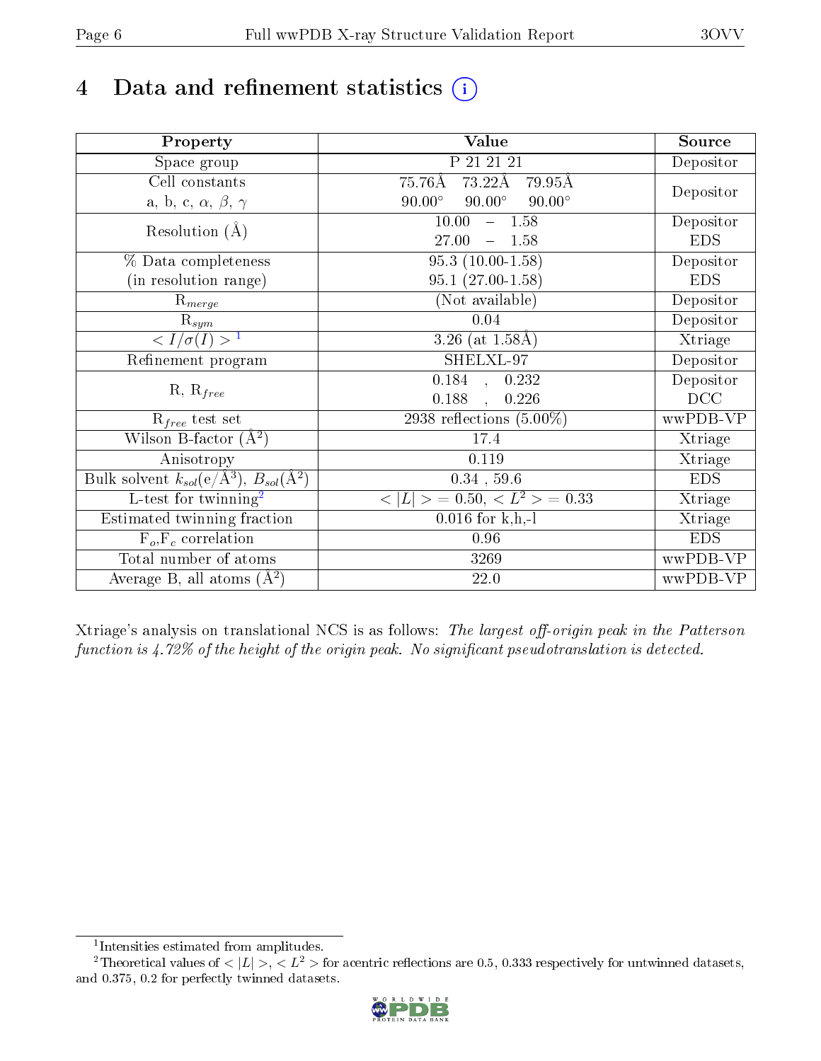# 4 Data and refinement statistics (i)

| Property | Value | Source |
|---|---|---|
| Space group | P 21 21 21 | Depositor |
| Cell constants<br>a, b, c, $\alpha$, $\beta$, $\gamma$ | 75.76Å 73.22Å 79.95Å<br>90.00° 90.00° 90.00° | Depositor |
| Resolution (Å) | 10.00 – 1.58<br>27.00 – 1.58 | Depositor<br>EDS |
| % Data completeness<br>(in resolution range) | 95.3 (10.00-1.58)<br>95.1 (27.00-1.58) | Depositor<br>EDS |
| $R_{merge}$ | (Not available) | Depositor |
| $R_{sym}$ | 0.04 | Depositor |
| $< I/\sigma(I) >$ [1] | 3.26 (at 1.58Å) | Xtriage |
| Refinement program | SHELXL-97 | Depositor |
| R, $R_{free}$ | 0.184 , 0.232<br>0.188 , 0.226 | Depositor<br>DCC |
| $R_{free}$ test set | 2938 reflections (5.00%) | wwPDB-VP |
| Wilson B-factor (Å$^2$) | 17.4 | Xtriage |
| Anisotropy | 0.119 | Xtriage |
| Bulk solvent $k_{sol}$(e/Å$^3$), $B_{sol}$(Å$^2$) | 0.34 , 59.6 | EDS |
| L-test for twinning[2] | $< \lvert L \rvert >$ = 0.50, $< L^2 >$ = 0.33 | Xtriage |
| Estimated twinning fraction | 0.016 for k,h,-l | Xtriage |
| $F_o$,$F_c$ correlation | 0.96 | EDS |
| Total number of atoms | 3269 | wwPDB-VP |
| Average B, all atoms (Å$^2$) | 22.0 | wwPDB-VP |

Xtriage's analysis on translational NCS is as follows: *The largest off-origin peak in the Patterson function is 4.72% of the height of the origin peak. No significant pseudotranslation is detected.*

[1] Intensities estimated from amplitudes.

[2] Theoretical values of $< \lvert L \rvert >$, $< L^2 >$ for acentric reflections are 0.5, 0.333 respectively for untwinned datasets, and 0.375, 0.2 for perfectly twinned datasets.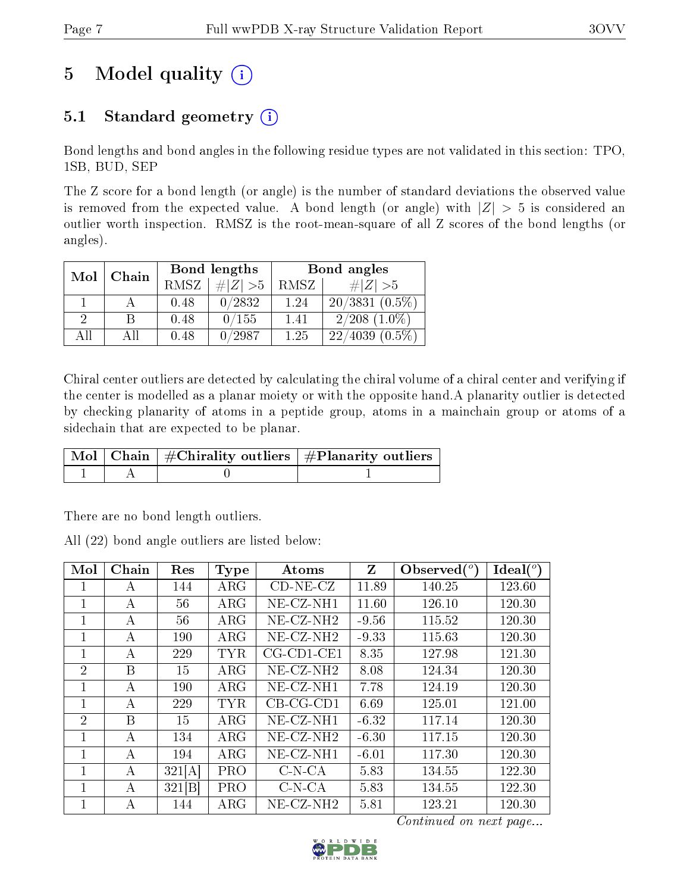# 5 Model quality (i)

## 5.1 Standard geometry (i)

Bond lengths and bond angles in the following residue types are not validated in this section: TPO, 1SB, BUD, SEP

The Z score for a bond length (or angle) is the number of standard deviations the observed value is removed from the expected value. A bond length (or angle) with $|Z| > 5$ is considered an outlier worth inspection. RMSZ is the root-mean-square of all Z scores of the bond lengths (or angles).

| Mol | Chain | Bond lengths | | Bond angles | |
|---|---|---|---|---|---|
| | | RMSZ | #\|Z\| >5 | RMSZ | #\|Z\| >5 |
| 1 | A | 0.48 | 0/2832 | 1.24 | 20/3831 (0.5%) |
| 2 | B | 0.48 | 0/155 | 1.41 | 2/208 (1.0%) |
| All | All | 0.48 | 0/2987 | 1.25 | 22/4039 (0.5%) |

Chiral center outliers are detected by calculating the chiral volume of a chiral center and verifying if the center is modelled as a planar moiety or with the opposite hand.A planarity outlier is detected by checking planarity of atoms in a peptide group, atoms in a mainchain group or atoms of a sidechain that are expected to be planar.

| Mol | Chain | #Chirality outliers | #Planarity outliers |
|---|---|---|---|
| 1 | A | 0 | 1 |

There are no bond length outliers.

All (22) bond angle outliers are listed below:

| Mol | Chain | Res | Type | Atoms | Z | Observed(°) | Ideal(°) |
|---|---|---|---|---|---|---|---|
| 1 | A | 144 | ARG | CD-NE-CZ | 11.89 | 140.25 | 123.60 |
| 1 | A | 56 | ARG | NE-CZ-NH1 | 11.60 | 126.10 | 120.30 |
| 1 | A | 56 | ARG | NE-CZ-NH2 | -9.56 | 115.52 | 120.30 |
| 1 | A | 190 | ARG | NE-CZ-NH2 | -9.33 | 115.63 | 120.30 |
| 1 | A | 229 | TYR | CG-CD1-CE1 | 8.35 | 127.98 | 121.30 |
| 2 | B | 15 | ARG | NE-CZ-NH2 | 8.08 | 124.34 | 120.30 |
| 1 | A | 190 | ARG | NE-CZ-NH1 | 7.78 | 124.19 | 120.30 |
| 1 | A | 229 | TYR | CB-CG-CD1 | 6.69 | 125.01 | 121.00 |
| 2 | B | 15 | ARG | NE-CZ-NH1 | -6.32 | 117.14 | 120.30 |
| 1 | A | 134 | ARG | NE-CZ-NH2 | -6.30 | 117.15 | 120.30 |
| 1 | A | 194 | ARG | NE-CZ-NH1 | -6.01 | 117.30 | 120.30 |
| 1 | A | 321[A] | PRO | C-N-CA | 5.83 | 134.55 | 122.30 |
| 1 | A | 321[B] | PRO | C-N-CA | 5.83 | 134.55 | 122.30 |
| 1 | A | 144 | ARG | NE-CZ-NH2 | 5.81 | 123.21 | 120.30 |

*Continued on next page...*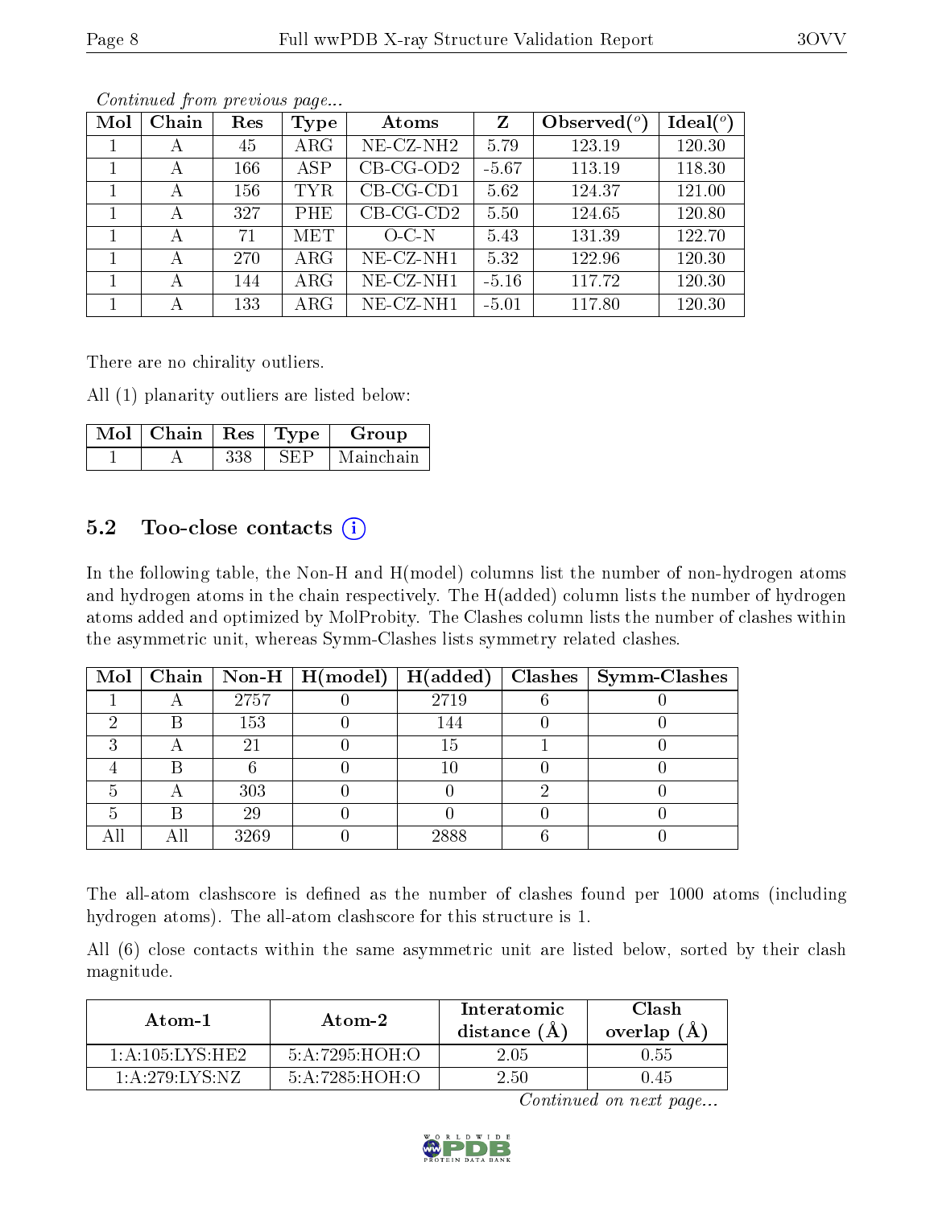*Continued from previous page...*

| Mol | Chain | Res | Type | Atoms | Z | Observed(°) | Ideal(°) |
|---|---|---|---|---|---|---|---|
| 1 | A | 45 | ARG | NE-CZ-NH2 | 5.79 | 123.19 | 120.30 |
| 1 | A | 166 | ASP | CB-CG-OD2 | -5.67 | 113.19 | 118.30 |
| 1 | A | 156 | TYR | CB-CG-CD1 | 5.62 | 124.37 | 121.00 |
| 1 | A | 327 | PHE | CB-CG-CD2 | 5.50 | 124.65 | 120.80 |
| 1 | A | 71 | MET | O-C-N | 5.43 | 131.39 | 122.70 |
| 1 | A | 270 | ARG | NE-CZ-NH1 | 5.32 | 122.96 | 120.30 |
| 1 | A | 144 | ARG | NE-CZ-NH1 | -5.16 | 117.72 | 120.30 |
| 1 | A | 133 | ARG | NE-CZ-NH1 | -5.01 | 117.80 | 120.30 |

There are no chirality outliers.

All (1) planarity outliers are listed below:

| Mol | Chain | Res | Type | Group |
|---|---|---|---|---|
| 1 | A | 338 | SEP | Mainchain |

## 5.2 Too-close contacts

In the following table, the Non-H and H(model) columns list the number of non-hydrogen atoms and hydrogen atoms in the chain respectively. The H(added) column lists the number of hydrogen atoms added and optimized by MolProbity. The Clashes column lists the number of clashes within the asymmetric unit, whereas Symm-Clashes lists symmetry related clashes.

| Mol | Chain | Non-H | H(model) | H(added) | Clashes | Symm-Clashes |
|---|---|---|---|---|---|---|
| 1 | A | 2757 | 0 | 2719 | 6 | 0 |
| 2 | B | 153 | 0 | 144 | 0 | 0 |
| 3 | A | 21 | 0 | 15 | 1 | 0 |
| 4 | B | 6 | 0 | 10 | 0 | 0 |
| 5 | A | 303 | 0 | 0 | 2 | 0 |
| 5 | B | 29 | 0 | 0 | 0 | 0 |
| All | All | 3269 | 0 | 2888 | 6 | 0 |

The all-atom clashscore is defined as the number of clashes found per 1000 atoms (including hydrogen atoms). The all-atom clashscore for this structure is 1.

All (6) close contacts within the same asymmetric unit are listed below, sorted by their clash magnitude.

| Atom-1 | Atom-2 | Interatomic distance (Å) | Clash overlap (Å) |
|---|---|---|---|
| 1:A:105:LYS:HE2 | 5:A:7295:HOH:O | 2.05 | 0.55 |
| 1:A:279:LYS:NZ | 5:A:7285:HOH:O | 2.50 | 0.45 |

*Continued on next page...*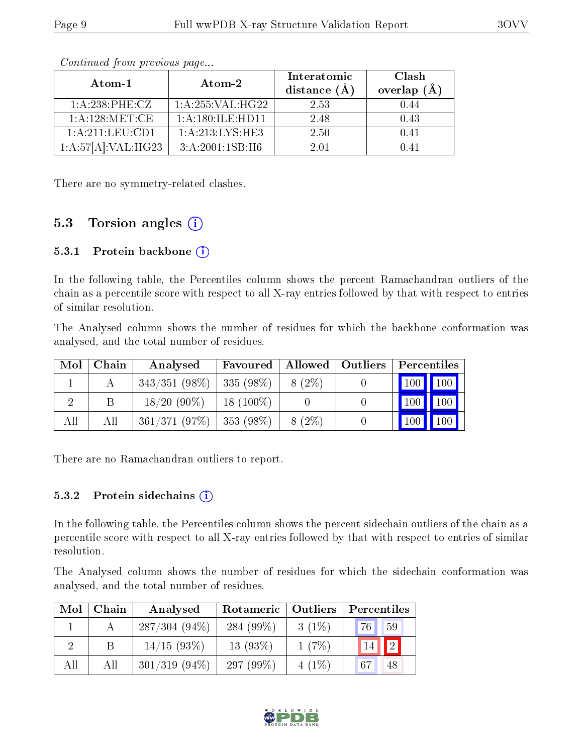*Continued from previous page...*

| Atom-1 | Atom-2 | Interatomic distance (Å) | Clash overlap (Å) |
|---|---|---|---|
| 1:A:238:PHE:CZ | 1:A:255:VAL:HG22 | 2.53 | 0.44 |
| 1:A:128:MET:CE | 1:A:180:ILE:HD11 | 2.48 | 0.43 |
| 1:A:211:LEU:CD1 | 1:A:213:LYS:HE3 | 2.50 | 0.41 |
| 1:A:57[A]:VAL:HG23 | 3:A:2001:1SB:H6 | 2.01 | 0.41 |

There are no symmetry-related clashes.

## 5.3 Torsion angles

### 5.3.1 Protein backbone

In the following table, the Percentiles column shows the percent Ramachandran outliers of the chain as a percentile score with respect to all X-ray entries followed by that with respect to entries of similar resolution.

The Analysed column shows the number of residues for which the backbone conformation was analysed, and the total number of residues.

| Mol | Chain | Analysed | Favoured | Allowed | Outliers | Percentiles | |
|---|---|---|---|---|---|---|---|
| 1 | A | 343/351 (98%) | 335 (98%) | 8 (2%) | 0 | 100 | 100 |
| 2 | B | 18/20 (90%) | 18 (100%) | 0 | 0 | 100 | 100 |
| All | All | 361/371 (97%) | 353 (98%) | 8 (2%) | 0 | 100 | 100 |

There are no Ramachandran outliers to report.

### 5.3.2 Protein sidechains

In the following table, the Percentiles column shows the percent sidechain outliers of the chain as a percentile score with respect to all X-ray entries followed by that with respect to entries of similar resolution.

The Analysed column shows the number of residues for which the sidechain conformation was analysed, and the total number of residues.

| Mol | Chain | Analysed | Rotameric | Outliers | Percentiles | |
|---|---|---|---|---|---|---|
| 1 | A | 287/304 (94%) | 284 (99%) | 3 (1%) | 76 | 59 |
| 2 | B | 14/15 (93%) | 13 (93%) | 1 (7%) | 14 | 2 |
| All | All | 301/319 (94%) | 297 (99%) | 4 (1%) | 67 | 48 |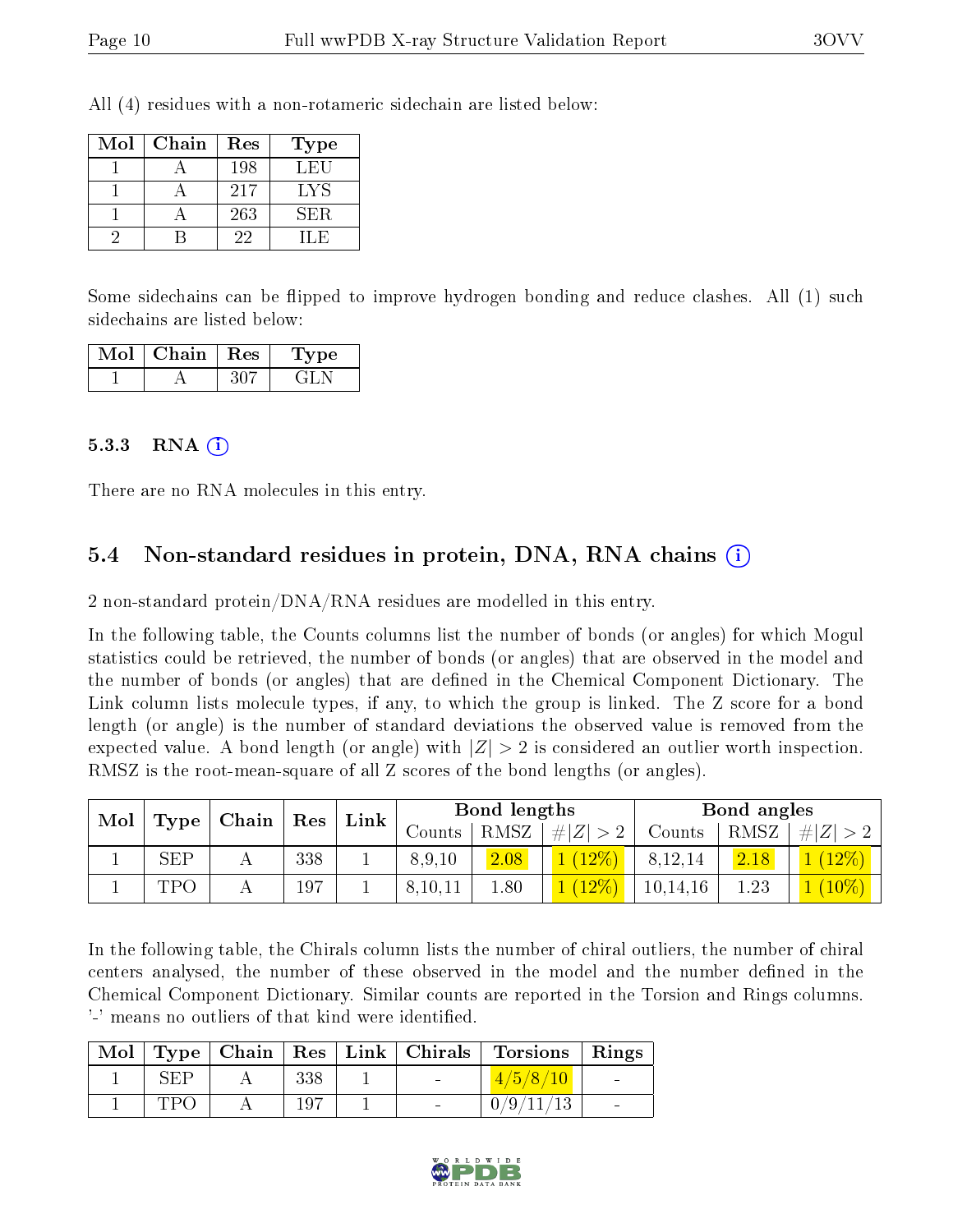All (4) residues with a non-rotameric sidechain are listed below:

| Mol | Chain | Res | Type |
|---|---|---|---|
| 1 | A | 198 | LEU |
| 1 | A | 217 | LYS |
| 1 | A | 263 | SER |
| 2 | B | 22 | ILE |

Some sidechains can be flipped to improve hydrogen bonding and reduce clashes. All (1) such sidechains are listed below:

| Mol | Chain | Res | Type |
|---|---|---|---|
| 1 | A | 307 | GLN |

#### 5.3.3 RNA

There are no RNA molecules in this entry.

### 5.4 Non-standard residues in protein, DNA, RNA chains

2 non-standard protein/DNA/RNA residues are modelled in this entry.

In the following table, the Counts columns list the number of bonds (or angles) for which Mogul statistics could be retrieved, the number of bonds (or angles) that are observed in the model and the number of bonds (or angles) that are defined in the Chemical Component Dictionary. The Link column lists molecule types, if any, to which the group is linked. The Z score for a bond length (or angle) is the number of standard deviations the observed value is removed from the expected value. A bond length (or angle) with $|Z| > 2$ is considered an outlier worth inspection. RMSZ is the root-mean-square of all Z scores of the bond lengths (or angles).

| Mol | Type | Chain | Res | Link | Bond lengths | | | Bond angles | | |
|---|---|---|---|---|---|---|---|---|---|---|
| | | | | | Counts | RMSZ | $\#\|Z\| > 2$ | Counts | RMSZ | $\#\|Z\| > 2$ |
| 1 | SEP | A | 338 | 1 | 8,9,10 | 2.08 | 1 (12%) | 8,12,14 | 2.18 | 1 (12%) |
| 1 | TPO | A | 197 | 1 | 8,10,11 | 1.80 | 1 (12%) | 10,14,16 | 1.23 | 1 (10%) |

In the following table, the Chirals column lists the number of chiral outliers, the number of chiral centers analysed, the number of these observed in the model and the number defined in the Chemical Component Dictionary. Similar counts are reported in the Torsion and Rings columns. '-' means no outliers of that kind were identified.

| Mol | Type | Chain | Res | Link | Chirals | Torsions | Rings |
|---|---|---|---|---|---|---|---|
| 1 | SEP | A | 338 | 1 | - | 4/5/8/10 | - |
| 1 | TPO | A | 197 | 1 | - | 0/9/11/13 | - |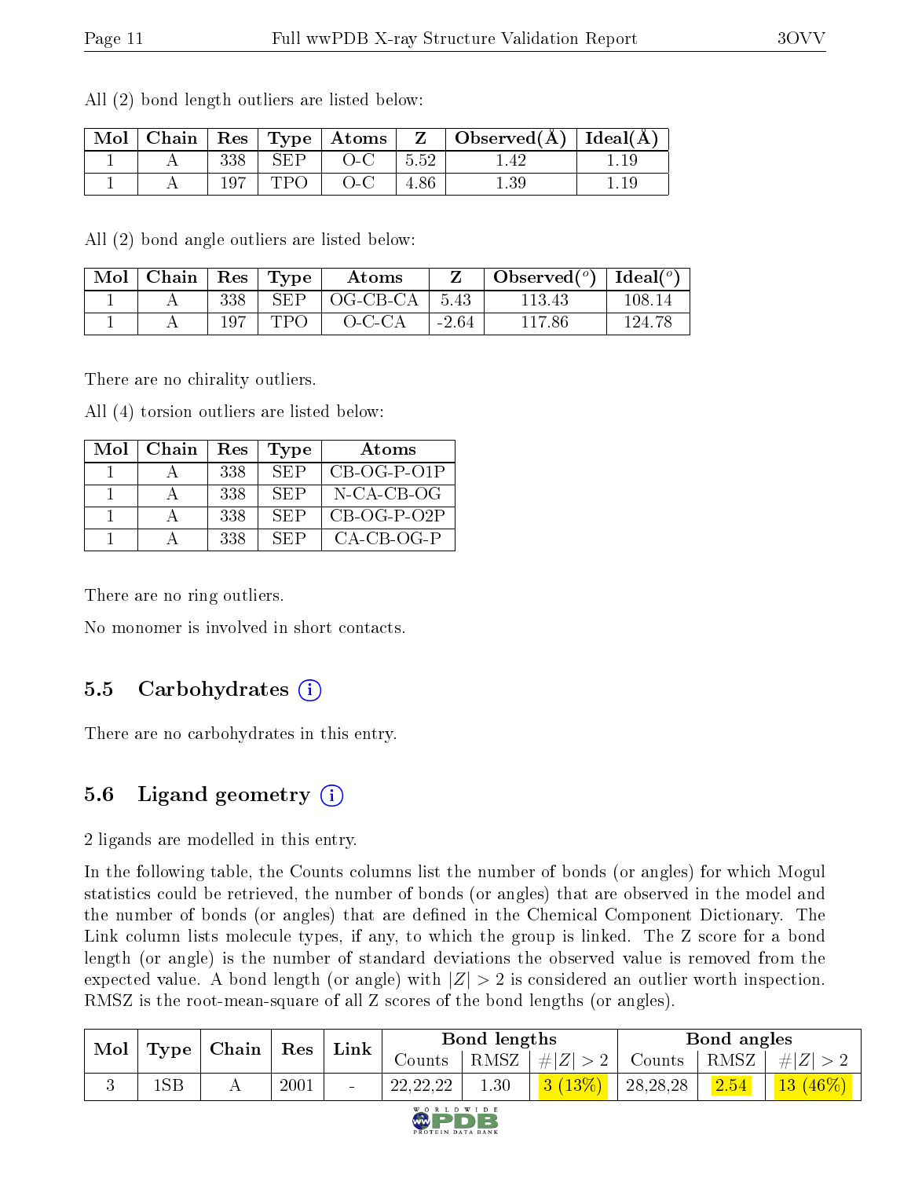All (2) bond length outliers are listed below:

| Mol | Chain | Res | Type | Atoms | Z | Observed(Å) | Ideal(Å) |
|---|---|---|---|---|---|---|---|
| 1 | A | 338 | SEP | O-C | 5.52 | 1.42 | 1.19 |
| 1 | A | 197 | TPO | O-C | 4.86 | 1.39 | 1.19 |

All (2) bond angle outliers are listed below:

| Mol | Chain | Res | Type | Atoms | Z | Observed($^o$) | Ideal($^o$) |
|---|---|---|---|---|---|---|---|
| 1 | A | 338 | SEP | OG-CB-CA | 5.43 | 113.43 | 108.14 |
| 1 | A | 197 | TPO | O-C-CA | -2.64 | 117.86 | 124.78 |

There are no chirality outliers.

All (4) torsion outliers are listed below:

| Mol | Chain | Res | Type | Atoms |
|---|---|---|---|---|
| 1 | A | 338 | SEP | CB-OG-P-O1P |
| 1 | A | 338 | SEP | N-CA-CB-OG |
| 1 | A | 338 | SEP | CB-OG-P-O2P |
| 1 | A | 338 | SEP | CA-CB-OG-P |

There are no ring outliers.

No monomer is involved in short contacts.

## 5.5 Carbohydrates

There are no carbohydrates in this entry.

## 5.6 Ligand geometry

2 ligands are modelled in this entry.

In the following table, the Counts columns list the number of bonds (or angles) for which Mogul statistics could be retrieved, the number of bonds (or angles) that are observed in the model and the number of bonds (or angles) that are defined in the Chemical Component Dictionary. The Link column lists molecule types, if any, to which the group is linked. The Z score for a bond length (or angle) is the number of standard deviations the observed value is removed from the expected value. A bond length (or angle) with $|Z| > 2$ is considered an outlier worth inspection. RMSZ is the root-mean-square of all Z scores of the bond lengths (or angles).

| Mol | Type | Chain | Res | Link | Bond lengths | | | Bond angles | | |
|---|---|---|---|---|---|---|---|---|---|---|
| | | | | | Counts | RMSZ | $\#\|Z\| > 2$ | Counts | RMSZ | $\#\|Z\| > 2$ |
| 3 | 1SB | A | 2001 | - | 22,22,22 | 1.30 | 3 (13%) | 28,28,28 | 2.54 | 13 (46%) |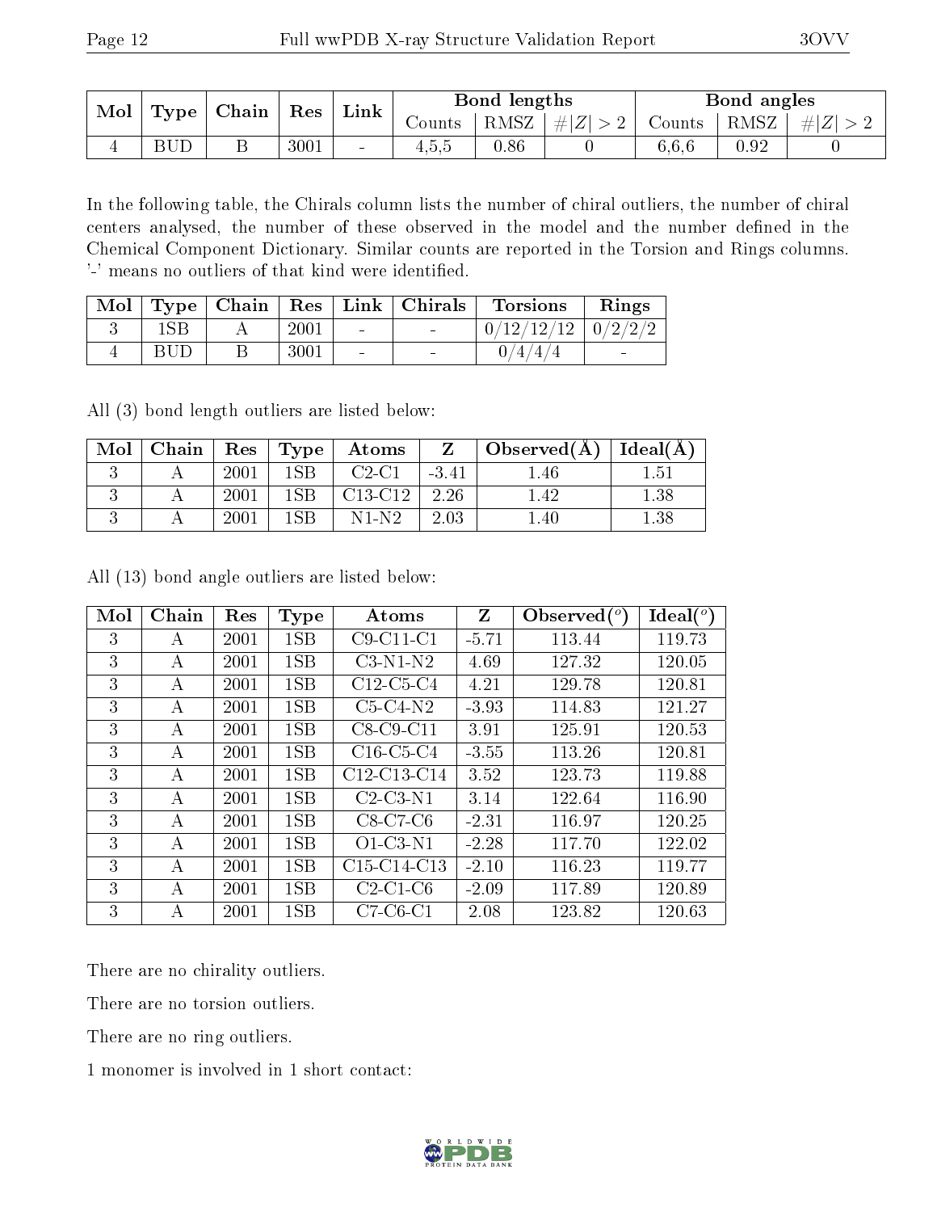| Mol | Type | Chain | Res | Link | Bond lengths | | | Bond angles | | |
|---|---|---|---|---|---|---|---|---|---|---|
| | | | | | Counts | RMSZ | #\|Z\| > 2 | Counts | RMSZ | #\|Z\| > 2 |
| 4 | BUD | B | 3001 | - | 4,5,5 | 0.86 | 0 | 6,6,6 | 0.92 | 0 |

In the following table, the Chirals column lists the number of chiral outliers, the number of chiral centers analysed, the number of these observed in the model and the number defined in the Chemical Component Dictionary. Similar counts are reported in the Torsion and Rings columns. '-' means no outliers of that kind were identified.

| Mol | Type | Chain | Res | Link | Chirals | Torsions | Rings |
|---|---|---|---|---|---|---|---|
| 3 | 1SB | A | 2001 | - | - | 0/12/12/12 | 0/2/2/2 |
| 4 | BUD | B | 3001 | - | - | 0/4/4/4 | - |

All (3) bond length outliers are listed below:

| Mol | Chain | Res | Type | Atoms | Z | Observed(Å) | Ideal(Å) |
|---|---|---|---|---|---|---|---|
| 3 | A | 2001 | 1SB | C2-C1 | -3.41 | 1.46 | 1.51 |
| 3 | A | 2001 | 1SB | C13-C12 | 2.26 | 1.42 | 1.38 |
| 3 | A | 2001 | 1SB | N1-N2 | 2.03 | 1.40 | 1.38 |

All (13) bond angle outliers are listed below:

| Mol | Chain | Res | Type | Atoms | Z | Observed($^o$) | Ideal($^o$) |
|---|---|---|---|---|---|---|---|
| 3 | A | 2001 | 1SB | C9-C11-C1 | -5.71 | 113.44 | 119.73 |
| 3 | A | 2001 | 1SB | C3-N1-N2 | 4.69 | 127.32 | 120.05 |
| 3 | A | 2001 | 1SB | C12-C5-C4 | 4.21 | 129.78 | 120.81 |
| 3 | A | 2001 | 1SB | C5-C4-N2 | -3.93 | 114.83 | 121.27 |
| 3 | A | 2001 | 1SB | C8-C9-C11 | 3.91 | 125.91 | 120.53 |
| 3 | A | 2001 | 1SB | C16-C5-C4 | -3.55 | 113.26 | 120.81 |
| 3 | A | 2001 | 1SB | C12-C13-C14 | 3.52 | 123.73 | 119.88 |
| 3 | A | 2001 | 1SB | C2-C3-N1 | 3.14 | 122.64 | 116.90 |
| 3 | A | 2001 | 1SB | C8-C7-C6 | -2.31 | 116.97 | 120.25 |
| 3 | A | 2001 | 1SB | O1-C3-N1 | -2.28 | 117.70 | 122.02 |
| 3 | A | 2001 | 1SB | C15-C14-C13 | -2.10 | 116.23 | 119.77 |
| 3 | A | 2001 | 1SB | C2-C1-C6 | -2.09 | 117.89 | 120.89 |
| 3 | A | 2001 | 1SB | C7-C6-C1 | 2.08 | 123.82 | 120.63 |

There are no chirality outliers.

There are no torsion outliers.

There are no ring outliers.

1 monomer is involved in 1 short contact: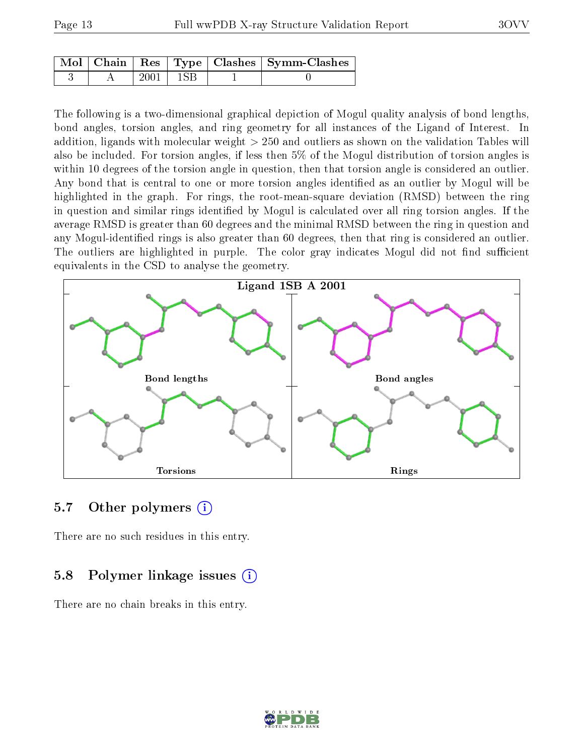| Mol | Chain | Res | Type | Clashes | Symm-Clashes |
|---|---|---|---|---|---|
| 3 | A | 2001 | 1SB | 1 | 0 |

The following is a two-dimensional graphical depiction of Mogul quality analysis of bond lengths, bond angles, torsion angles, and ring geometry for all instances of the Ligand of Interest. In addition, ligands with molecular weight > 250 and outliers as shown on the validation Tables will also be included. For torsion angles, if less then 5% of the Mogul distribution of torsion angles is within 10 degrees of the torsion angle in question, then that torsion angle is considered an outlier. Any bond that is central to one or more torsion angles identified as an outlier by Mogul will be highlighted in the graph. For rings, the root-mean-square deviation (RMSD) between the ring in question and similar rings identified by Mogul is calculated over all ring torsion angles. If the average RMSD is greater than 60 degrees and the minimal RMSD between the ring in question and any Mogul-identified rings is also greater than 60 degrees, then that ring is considered an outlier. The outliers are highlighted in purple. The color gray indicates Mogul did not find sufficient equivalents in the CSD to analyse the geometry.

Ligand 1SB A 2001

Bond lengths

Bond angles

Torsions

Rings

## 5.7 Other polymers

There are no such residues in this entry.

## 5.8 Polymer linkage issues

There are no chain breaks in this entry.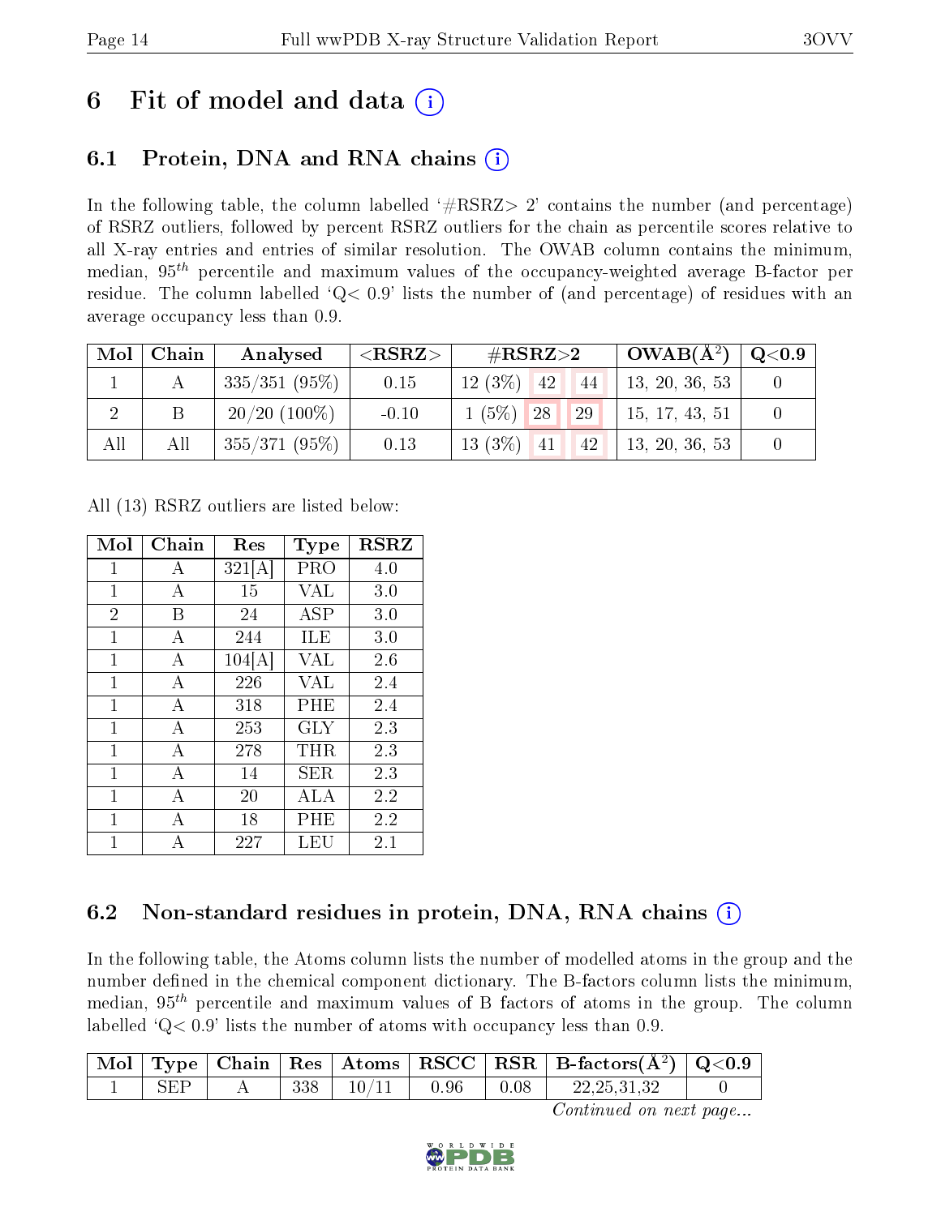# 6 Fit of model and data (i)

## 6.1 Protein, DNA and RNA chains (i)

In the following table, the column labelled '#RSRZ> 2' contains the number (and percentage) of RSRZ outliers, followed by percent RSRZ outliers for the chain as percentile scores relative to all X-ray entries and entries of similar resolution. The OWAB column contains the minimum, median, $95^{th}$ percentile and maximum values of the occupancy-weighted average B-factor per residue. The column labelled 'Q< 0.9' lists the number of (and percentage) of residues with an average occupancy less than 0.9.

| Mol | Chain | Analysed | <RSRZ> | #RSRZ>2 | | | OWAB(Å$^2$) | Q<0.9 |
|---|---|---|---|---|---|---|---|---|
| 1 | A | 335/351 (95%) | 0.15 | 12 (3%) | 42 | 44 | 13, 20, 36, 53 | 0 |
| 2 | B | 20/20 (100%) | -0.10 | 1 (5%) | 28 | 29 | 15, 17, 43, 51 | 0 |
| All | All | 355/371 (95%) | 0.13 | 13 (3%) | 41 | 42 | 13, 20, 36, 53 | 0 |

All (13) RSRZ outliers are listed below:

| Mol | Chain | Res | Type | RSRZ |
|---|---|---|---|---|
| 1 | A | 321[A] | PRO | 4.0 |
| 1 | A | 15 | VAL | 3.0 |
| 2 | B | 24 | ASP | 3.0 |
| 1 | A | 244 | ILE | 3.0 |
| 1 | A | 104[A] | VAL | 2.6 |
| 1 | A | 226 | VAL | 2.4 |
| 1 | A | 318 | PHE | 2.4 |
| 1 | A | 253 | GLY | 2.3 |
| 1 | A | 278 | THR | 2.3 |
| 1 | A | 14 | SER | 2.3 |
| 1 | A | 20 | ALA | 2.2 |
| 1 | A | 18 | PHE | 2.2 |
| 1 | A | 227 | LEU | 2.1 |

## 6.2 Non-standard residues in protein, DNA, RNA chains (i)

In the following table, the Atoms column lists the number of modelled atoms in the group and the number defined in the chemical component dictionary. The B-factors column lists the minimum, median, $95^{th}$ percentile and maximum values of B factors of atoms in the group. The column labelled 'Q< 0.9' lists the number of atoms with occupancy less than 0.9.

| Mol | Type | Chain | Res | Atoms | RSCC | RSR | B-factors(Å$^2$) | Q<0.9 |
|---|---|---|---|---|---|---|---|---|
| 1 | SEP | A | 338 | 10/11 | 0.96 | 0.08 | 22,25,31,32 | 0 |

*Continued on next page...*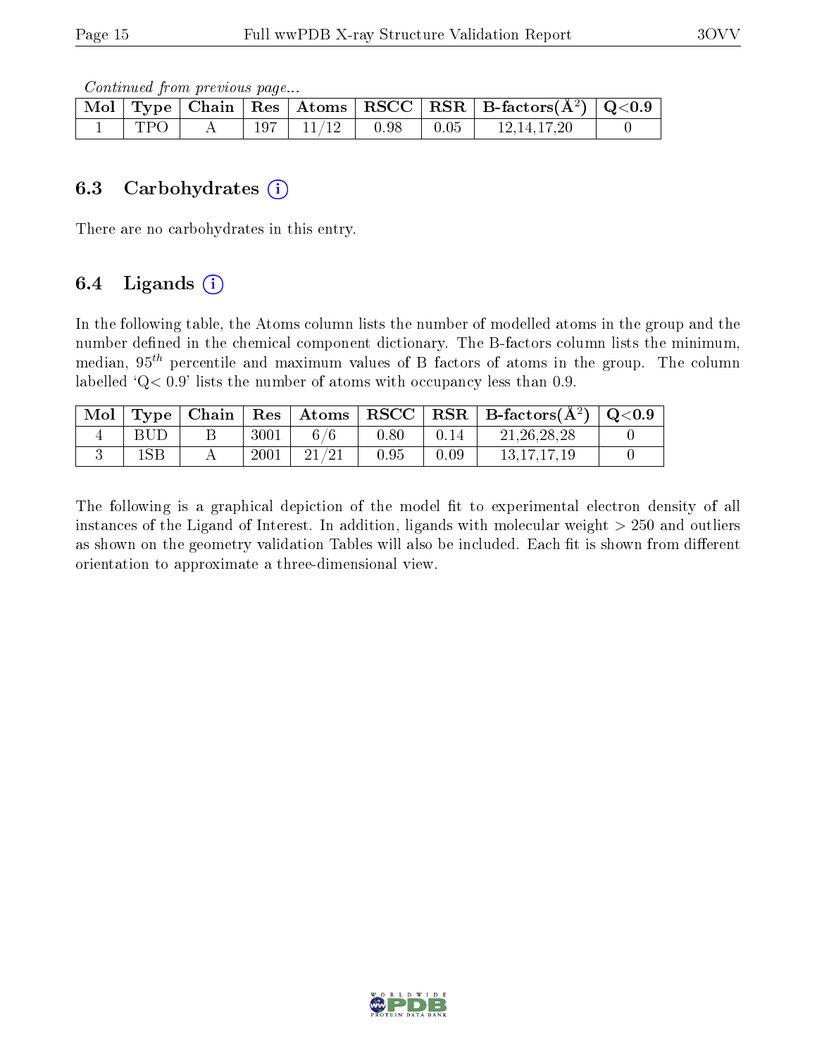*Continued from previous page...*

| Mol | Type | Chain | Res | Atoms | RSCC | RSR | B-factors($\AA^2$) | Q<0.9 |
|---|---|---|---|---|---|---|---|---|
| 1 | TPO | A | 197 | 11/12 | 0.98 | 0.05 | 12,14,17,20 | 0 |

## 6.3 Carbohydrates

There are no carbohydrates in this entry.

## 6.4 Ligands

In the following table, the Atoms column lists the number of modelled atoms in the group and the number defined in the chemical component dictionary. The B-factors column lists the minimum, median, $95^{th}$ percentile and maximum values of B factors of atoms in the group. The column labelled 'Q< 0.9' lists the number of atoms with occupancy less than 0.9.

| Mol | Type | Chain | Res | Atoms | RSCC | RSR | B-factors($\AA^2$) | Q<0.9 |
|---|---|---|---|---|---|---|---|---|
| 4 | BUD | B | 3001 | 6/6 | 0.80 | 0.14 | 21,26,28,28 | 0 |
| 3 | 1SB | A | 2001 | 21/21 | 0.95 | 0.09 | 13,17,17,19 | 0 |

The following is a graphical depiction of the model fit to experimental electron density of all instances of the Ligand of Interest. In addition, ligands with molecular weight > 250 and outliers as shown on the geometry validation Tables will also be included. Each fit is shown from different orientation to approximate a three-dimensional view.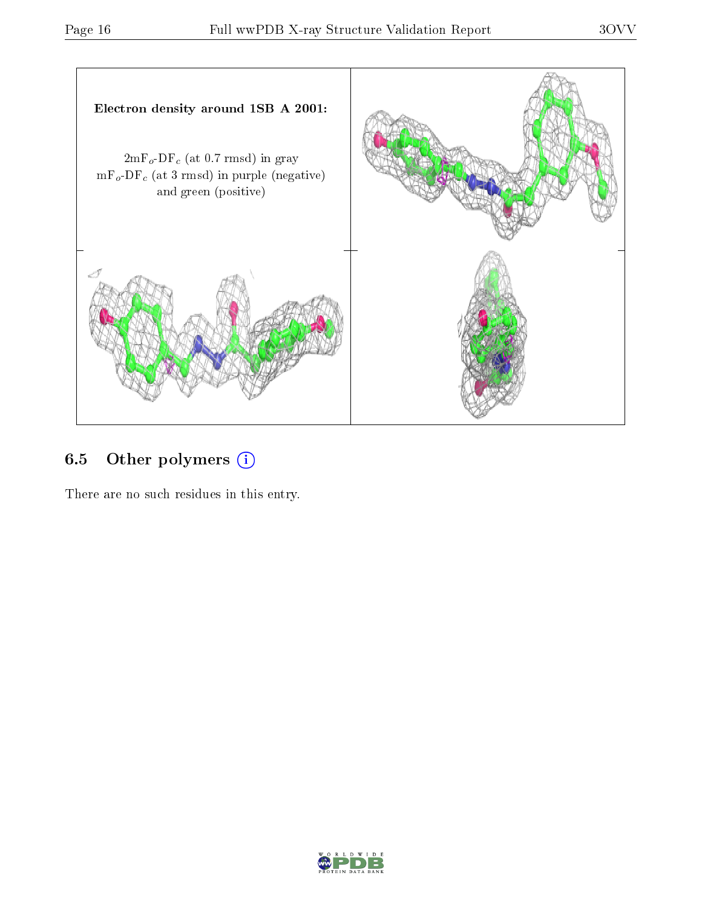**Electron density around 1SB A 2001:**

$2mF_o$-$DF_c$ (at 0.7 rmsd) in gray
$mF_o$-$DF_c$ (at 3 rmsd) in purple (negative)
and green (positive)

## 6.5 Other polymers

There are no such residues in this entry.